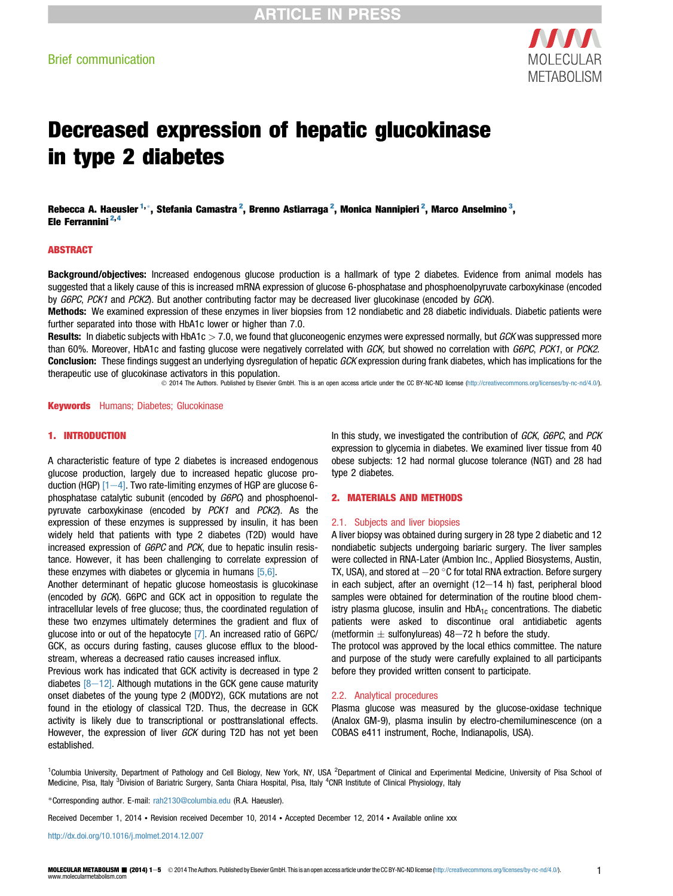Brief communication

# Decreased expression of hepatic glucokinase in type 2 diabetes

**Rebecca A. Haeusler [1,*], Stefania Camastra [2], Brenno Astiarraga [2], Monica Nannipieri [2], Marco Anselmino [3], Ele Ferrannini [2,4]**

## ABSTRACT

**Background/objectives:** Increased endogenous glucose production is a hallmark of type 2 diabetes. Evidence from animal models has suggested that a likely cause of this is increased mRNA expression of glucose 6-phosphatase and phosphoenolpyruvate carboxykinase (encoded by *G6PC*, *PCK1* and *PCK2*). But another contributing factor may be decreased liver glucokinase (encoded by *GCK*).

**Methods:** We examined expression of these enzymes in liver biopsies from 12 nondiabetic and 28 diabetic individuals. Diabetic patients were further separated into those with HbA1c lower or higher than 7.0.

**Results:** In diabetic subjects with HbA1c > 7.0, we found that gluconeogenic enzymes were expressed normally, but *GCK* was suppressed more than 60%. Moreover, HbA1c and fasting glucose were negatively correlated with *GCK*, but showed no correlation with *G6PC*, *PCK1*, or *PCK2*.

**Conclusion:** These findings suggest an underlying dysregulation of hepatic *GCK* expression during frank diabetes, which has implications for the therapeutic use of glucokinase activators in this population.

© 2014 The Authors. Published by Elsevier GmbH. This is an open access article under the CC BY-NC-ND license (http://creativecommons.org/licenses/by-nc-nd/4.0/).

**Keywords** Humans; Diabetes; Glucokinase

## 1. INTRODUCTION

A characteristic feature of type 2 diabetes is increased endogenous glucose production, largely due to increased hepatic glucose production (HGP) [1–4]. Two rate-limiting enzymes of HGP are glucose 6-phosphatase catalytic subunit (encoded by *G6PC*) and phosphoenolpyruvate carboxykinase (encoded by *PCK1* and *PCK2*). As the expression of these enzymes is suppressed by insulin, it has been widely held that patients with type 2 diabetes (T2D) would have increased expression of *G6PC* and *PCK*, due to hepatic insulin resistance. However, it has been challenging to correlate expression of these enzymes with diabetes or glycemia in humans [5,6].

Another determinant of hepatic glucose homeostasis is glucokinase (encoded by *GCK*). G6PC and GCK act in opposition to regulate the intracellular levels of free glucose; thus, the coordinated regulation of these two enzymes ultimately determines the gradient and flux of glucose into or out of the hepatocyte [7]. An increased ratio of G6PC/GCK, as occurs during fasting, causes glucose efflux to the bloodstream, whereas a decreased ratio causes increased influx.

Previous work has indicated that GCK activity is decreased in type 2 diabetes [8–12]. Although mutations in the GCK gene cause maturity onset diabetes of the young type 2 (MODY2), GCK mutations are not found in the etiology of classical T2D. Thus, the decrease in GCK activity is likely due to transcriptional or posttranslational effects. However, the expression of liver *GCK* during T2D has not yet been established.

In this study, we investigated the contribution of *GCK*, *G6PC*, and *PCK* expression to glycemia in diabetes. We examined liver tissue from 40 obese subjects: 12 had normal glucose tolerance (NGT) and 28 had type 2 diabetes.

## 2. MATERIALS AND METHODS

### 2.1. Subjects and liver biopsies

A liver biopsy was obtained during surgery in 28 type 2 diabetic and 12 nondiabetic subjects undergoing bariatric surgery. The liver samples were collected in RNA-Later (Ambion Inc., Applied Biosystems, Austin, TX, USA), and stored at −20 °C for total RNA extraction. Before surgery in each subject, after an overnight (12–14 h) fast, peripheral blood samples were obtained for determination of the routine blood chemistry plasma glucose, insulin and $HbA_{1c}$ concentrations. The diabetic patients were asked to discontinue oral antidiabetic agents (metformin ± sulfonylureas) 48–72 h before the study.

The protocol was approved by the local ethics committee. The nature and purpose of the study were carefully explained to all participants before they provided written consent to participate.

### 2.2. Analytical procedures

Plasma glucose was measured by the glucose-oxidase technique (Analox GM-9), plasma insulin by electro-chemiluminescence (on a COBAS e411 instrument, Roche, Indianapolis, USA).

[1]Columbia University, Department of Pathology and Cell Biology, New York, NY, USA [2]Department of Clinical and Experimental Medicine, University of Pisa School of Medicine, Pisa, Italy [3]Division of Bariatric Surgery, Santa Chiara Hospital, Pisa, Italy [4]CNR Institute of Clinical Physiology, Italy

*Corresponding author. E-mail: rah2130@columbia.edu (R.A. Haeusler).

Received December 1, 2014 • Revision received December 10, 2014 • Accepted December 12, 2014 • Available online xxx

http://dx.doi.org/10.1016/j.molmet.2014.12.007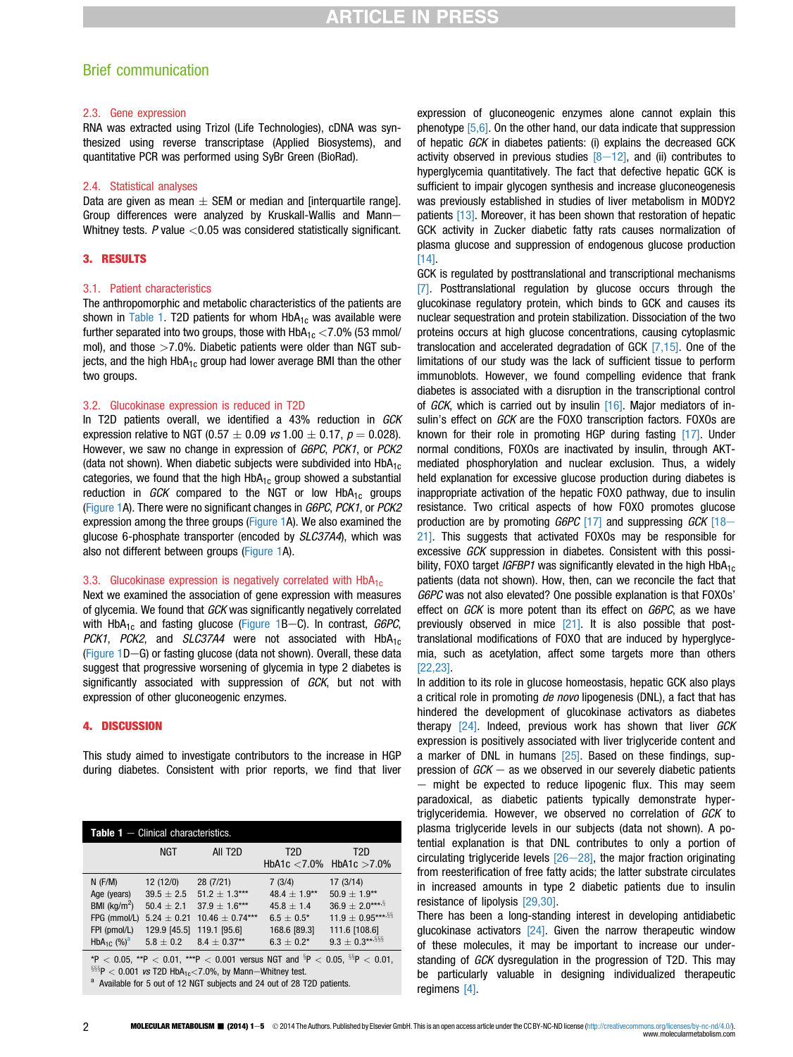### 2.3. Gene expression

RNA was extracted using Trizol (Life Technologies), cDNA was synthesized using reverse transcriptase (Applied Biosystems), and quantitative PCR was performed using SyBr Green (BioRad).

### 2.4. Statistical analyses

Data are given as mean ± SEM or median and [interquartile range]. Group differences were analyzed by Kruskall-Wallis and Mann–Whitney tests. *P* value <0.05 was considered statistically significant.

## 3. RESULTS

### 3.1. Patient characteristics

The anthropomorphic and metabolic characteristics of the patients are shown in Table 1. T2D patients for whom $HbA_{1c}$ was available were further separated into two groups, those with $HbA_{1c}$ <7.0% (53 mmol/mol), and those >7.0%. Diabetic patients were older than NGT subjects, and the high $HbA_{1c}$ group had lower average BMI than the other two groups.

### 3.2. Glucokinase expression is reduced in T2D

In T2D patients overall, we identified a 43% reduction in *GCK* expression relative to NGT (0.57 ± 0.09 *vs* 1.00 ± 0.17, *p* = 0.028). However, we saw no change in expression of *G6PC*, *PCK1*, or *PCK2* (data not shown). When diabetic subjects were subdivided into $HbA_{1c}$ categories, we found that the high $HbA_{1c}$ group showed a substantial reduction in *GCK* compared to the NGT or low $HbA_{1c}$ groups (Figure 1A). There were no significant changes in *G6PC*, *PCK1*, or *PCK2* expression among the three groups (Figure 1A). We also examined the glucose 6-phosphate transporter (encoded by *SLC37A4*), which was also not different between groups (Figure 1A).

### 3.3. Glucokinase expression is negatively correlated with $HbA_{1c}$

Next we examined the association of gene expression with measures of glycemia. We found that *GCK* was significantly negatively correlated with $HbA_{1c}$ and fasting glucose (Figure 1B–C). In contrast, *G6PC*, *PCK1*, *PCK2*, and *SLC37A4* were not associated with $HbA_{1c}$ (Figure 1D–G) or fasting glucose (data not shown). Overall, these data suggest that progressive worsening of glycemia in type 2 diabetes is significantly associated with suppression of *GCK*, but not with expression of other gluconeogenic enzymes.

## 4. DISCUSSION

This study aimed to investigate contributors to the increase in HGP during diabetes. Consistent with prior reports, we find that liver expression of gluconeogenic enzymes alone cannot explain this phenotype [5,6]. On the other hand, our data indicate that suppression of hepatic *GCK* in diabetes patients: (i) explains the decreased GCK activity observed in previous studies [8–12], and (ii) contributes to hyperglycemia quantitatively. The fact that defective hepatic GCK is sufficient to impair glycogen synthesis and increase gluconeogenesis was previously established in studies of liver metabolism in MODY2 patients [13]. Moreover, it has been shown that restoration of hepatic GCK activity in Zucker diabetic fatty rats causes normalization of plasma glucose and suppression of endogenous glucose production [14].

GCK is regulated by posttranslational and transcriptional mechanisms [7]. Posttranslational regulation by glucose occurs through the glucokinase regulatory protein, which binds to GCK and causes its nuclear sequestration and protein stabilization. Dissociation of the two proteins occurs at high glucose concentrations, causing cytoplasmic translocation and accelerated degradation of GCK [7,15]. One of the limitations of our study was the lack of sufficient tissue to perform immunoblots. However, we found compelling evidence that frank diabetes is associated with a disruption in the transcriptional control of *GCK*, which is carried out by insulin [16]. Major mediators of insulin's effect on *GCK* are the FOXO transcription factors. FOXOs are known for their role in promoting HGP during fasting [17]. Under normal conditions, FOXOs are inactivated by insulin, through AKT-mediated phosphorylation and nuclear exclusion. Thus, a widely held explanation for excessive glucose production during diabetes is inappropriate activation of the hepatic FOXO pathway, due to insulin resistance. Two critical aspects of how FOXO promotes glucose production are by promoting *G6PC* [17] and suppressing *GCK* [18–21]. This suggests that activated FOXOs may be responsible for excessive *GCK* suppression in diabetes. Consistent with this possibility, FOXO target *IGFBP1* was significantly elevated in the high $HbA_{1c}$ patients (data not shown). How, then, can we reconcile the fact that *G6PC* was not also elevated? One possible explanation is that FOXOs' effect on *GCK* is more potent than its effect on *G6PC*, as we have previously observed in mice [21]. It is also possible that post-translational modifications of FOXO that are induced by hyperglycemia, such as acetylation, affect some targets more than others [22,23].

In addition to its role in glucose homeostasis, hepatic GCK also plays a critical role in promoting *de novo* lipogenesis (DNL), a fact that has hindered the development of glucokinase activators as diabetes therapy [24]. Indeed, previous work has shown that liver *GCK* expression is positively associated with liver triglyceride content and a marker of DNL in humans [25]. Based on these findings, suppression of *GCK* — as we observed in our severely diabetic patients — might be expected to reduce lipogenic flux. This may seem paradoxical, as diabetic patients typically demonstrate hypertriglyceridemia. However, we observed no correlation of *GCK* to plasma triglyceride levels in our subjects (data not shown). A potential explanation is that DNL contributes to only a portion of circulating triglyceride levels [26–28], the major fraction originating from reesterification of free fatty acids; the latter substrate circulates in increased amounts in type 2 diabetic patients due to insulin resistance of lipolysis [29,30].

There has been a long-standing interest in developing antidiabetic glucokinase activators [24]. Given the narrow therapeutic window of these molecules, it may be important to increase our understanding of *GCK* dysregulation in the progression of T2D. This may be particularly valuable in designing individualized therapeutic regimens [4].

**Table 1** — Clinical characteristics.

| | NGT | All T2D | T2D HbA1c <7.0% | T2D HbA1c >7.0% |
|---|---|---|---|---|
| N (F/M) | 12 (12/0) | 28 (7/21) | 7 (3/4) | 17 (3/14) |
| Age (years) | 39.5 ± 2.5 | 51.2 ± 1.3*** | 48.4 ± 1.9** | 50.9 ± 1.9** |
| BMI (kg/m$^2$) | 50.4 ± 2.1 | 37.9 ± 1.6*** | 45.8 ± 1.4 | 36.9 ± 2.0***,§ |
| FPG (mmol/L) | 5.24 ± 0.21 | 10.46 ± 0.74*** | 6.5 ± 0.5* | 11.9 ± 0.95***,§§ |
| FPI (pmol/L) | 129.9 [45.5] | 119.1 [95.6] | 168.6 [89.3] | 111.6 [108.6] |
| $HbA_{1c}$ (%)[a] | 5.8 ± 0.2 | 8.4 ± 0.37** | 6.3 ± 0.2* | 9.3 ± 0.3**,§§§ |

*P < 0.05, **P < 0.01, ***P < 0.001 versus NGT and §P < 0.05, §§P < 0.01, §§§P < 0.001 *vs* T2D $HbA_{1c}$<7.0%, by Mann–Whitney test.

[a] Available for 5 out of 12 NGT subjects and 24 out of 28 T2D patients.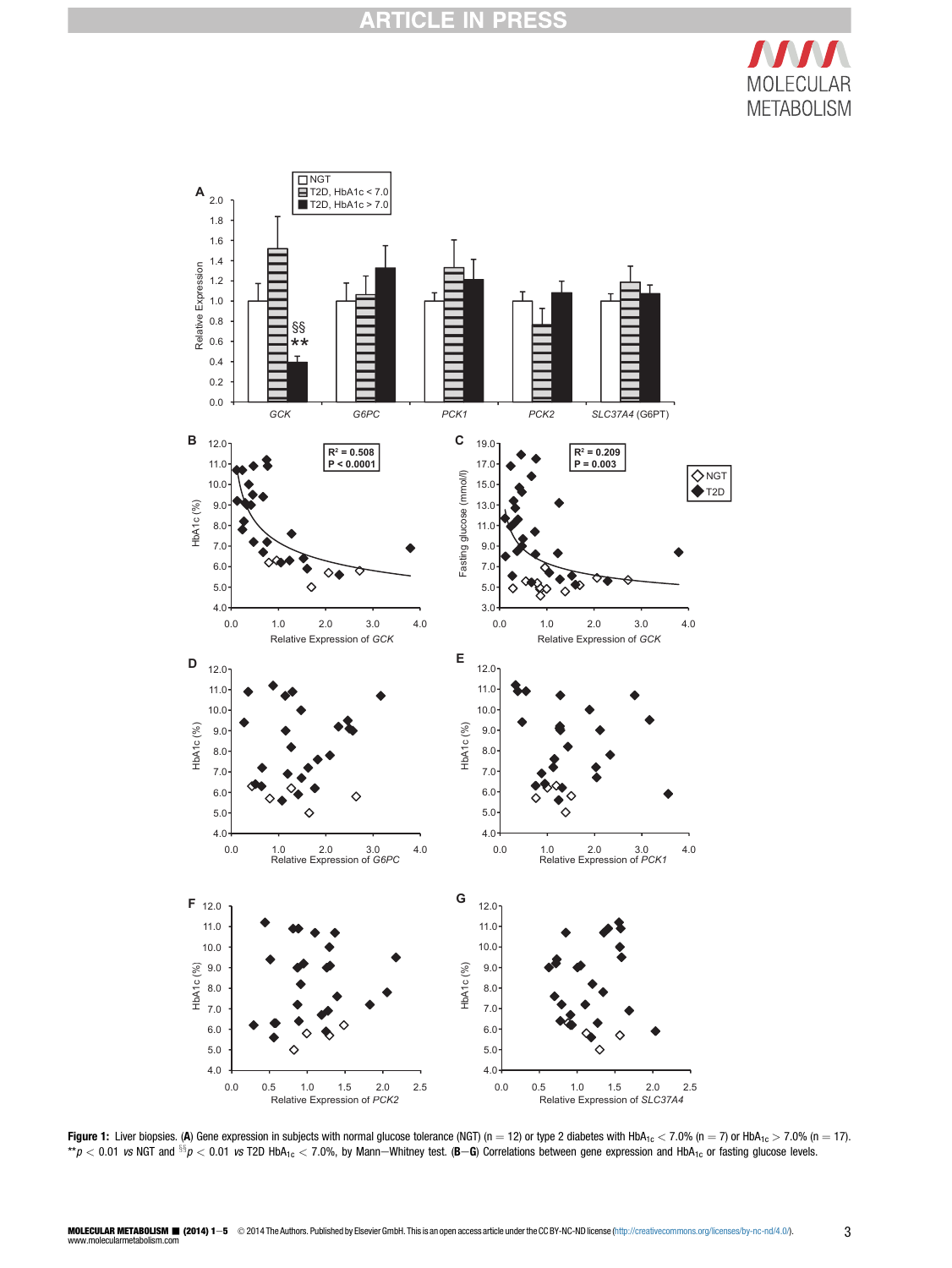**Figure 1:** Liver biopsies. (**A**) Gene expression in subjects with normal glucose tolerance (NGT) ($n = 12$) or type 2 diabetes with $HbA_{1c} < 7.0\%$ ($n = 7$) or $HbA_{1c} > 7.0\%$ ($n = 17$). $^{**}p < 0.01$ *vs* NGT and $^{\S\S}p < 0.01$ *vs* T2D $HbA_{1c} < 7.0\%$, by Mann–Whitney test. (**B**–**G**) Correlations between gene expression and $HbA_{1c}$ or fasting glucose levels.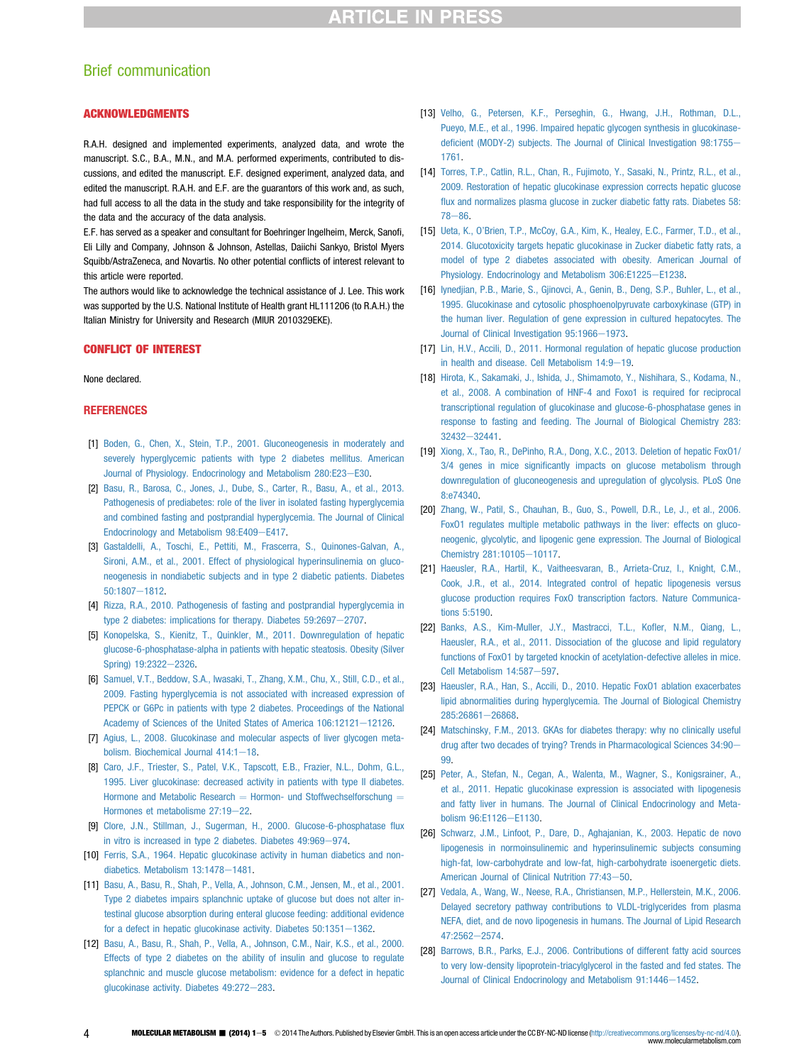## ACKNOWLEDGMENTS

R.A.H. designed and implemented experiments, analyzed data, and wrote the manuscript. S.C., B.A., M.N., and M.A. performed experiments, contributed to discussions, and edited the manuscript. E.F. designed experiment, analyzed data, and edited the manuscript. R.A.H. and E.F. are the guarantors of this work and, as such, had full access to all the data in the study and take responsibility for the integrity of the data and the accuracy of the data analysis.

E.F. has served as a speaker and consultant for Boehringer Ingelheim, Merck, Sanofi, Eli Lilly and Company, Johnson & Johnson, Astellas, Daiichi Sankyo, Bristol Myers Squibb/AstraZeneca, and Novartis. No other potential conflicts of interest relevant to this article were reported.

The authors would like to acknowledge the technical assistance of J. Lee. This work was supported by the U.S. National Institute of Health grant HL111206 (to R.A.H.) the Italian Ministry for University and Research (MIUR 2010329EKE).

## CONFLICT OF INTEREST

None declared.

## REFERENCES

[1] Boden, G., Chen, X., Stein, T.P., 2001. Gluconeogenesis in moderately and severely hyperglycemic patients with type 2 diabetes mellitus. American Journal of Physiology. Endocrinology and Metabolism 280:E23—E30.

[2] Basu, R., Barosa, C., Jones, J., Dube, S., Carter, R., Basu, A., et al., 2013. Pathogenesis of prediabetes: role of the liver in isolated fasting hyperglycemia and combined fasting and postprandial hyperglycemia. The Journal of Clinical Endocrinology and Metabolism 98:E409—E417.

[3] Gastaldelli, A., Toschi, E., Pettiti, M., Frascerra, S., Quinones-Galvan, A., Sironi, A.M., et al., 2001. Effect of physiological hyperinsulinemia on gluconeogenesis in nondiabetic subjects and in type 2 diabetic patients. Diabetes 50:1807—1812.

[4] Rizza, R.A., 2010. Pathogenesis of fasting and postprandial hyperglycemia in type 2 diabetes: implications for therapy. Diabetes 59:2697—2707.

[5] Konopelska, S., Kienitz, T., Quinkler, M., 2011. Downregulation of hepatic glucose-6-phosphatase-alpha in patients with hepatic steatosis. Obesity (Silver Spring) 19:2322—2326.

[6] Samuel, V.T., Beddow, S.A., Iwasaki, T., Zhang, X.M., Chu, X., Still, C.D., et al., 2009. Fasting hyperglycemia is not associated with increased expression of PEPCK or G6Pc in patients with type 2 diabetes. Proceedings of the National Academy of Sciences of the United States of America 106:12121—12126.

[7] Agius, L., 2008. Glucokinase and molecular aspects of liver glycogen metabolism. Biochemical Journal 414:1—18.

[8] Caro, J.F., Triester, S., Patel, V.K., Tapscott, E.B., Frazier, N.L., Dohm, G.L., 1995. Liver glucokinase: decreased activity in patients with type II diabetes. Hormone and Metabolic Research = Hormon- und Stoffwechselforschung = Hormones et metabolisme 27:19—22.

[9] Clore, J.N., Stillman, J., Sugerman, H., 2000. Glucose-6-phosphatase flux in vitro is increased in type 2 diabetes. Diabetes 49:969—974.

[10] Ferris, S.A., 1964. Hepatic glucokinase activity in human diabetics and nondiabetics. Metabolism 13:1478—1481.

[11] Basu, A., Basu, R., Shah, P., Vella, A., Johnson, C.M., Jensen, M., et al., 2001. Type 2 diabetes impairs splanchnic uptake of glucose but does not alter intestinal glucose absorption during enteral glucose feeding: additional evidence for a defect in hepatic glucokinase activity. Diabetes 50:1351—1362.

[12] Basu, A., Basu, R., Shah, P., Vella, A., Johnson, C.M., Nair, K.S., et al., 2000. Effects of type 2 diabetes on the ability of insulin and glucose to regulate splanchnic and muscle glucose metabolism: evidence for a defect in hepatic glucokinase activity. Diabetes 49:272—283.

[13] Velho, G., Petersen, K.F., Perseghin, G., Hwang, J.H., Rothman, D.L., Pueyo, M.E., et al., 1996. Impaired hepatic glycogen synthesis in glucokinase-deficient (MODY-2) subjects. The Journal of Clinical Investigation 98:1755—1761.

[14] Torres, T.P., Catlin, R.L., Chan, R., Fujimoto, Y., Sasaki, N., Printz, R.L., et al., 2009. Restoration of hepatic glucokinase expression corrects hepatic glucose flux and normalizes plasma glucose in zucker diabetic fatty rats. Diabetes 58: 78—86.

[15] Ueta, K., O'Brien, T.P., McCoy, G.A., Kim, K., Healey, E.C., Farmer, T.D., et al., 2014. Glucotoxicity targets hepatic glucokinase in Zucker diabetic fatty rats, a model of type 2 diabetes associated with obesity. American Journal of Physiology. Endocrinology and Metabolism 306:E1225—E1238.

[16] Iynedjian, P.B., Marie, S., Gjinovci, A., Genin, B., Deng, S.P., Buhler, L., et al., 1995. Glucokinase and cytosolic phosphoenolpyruvate carboxykinase (GTP) in the human liver. Regulation of gene expression in cultured hepatocytes. The Journal of Clinical Investigation 95:1966—1973.

[17] Lin, H.V., Accili, D., 2011. Hormonal regulation of hepatic glucose production in health and disease. Cell Metabolism 14:9—19.

[18] Hirota, K., Sakamaki, J., Ishida, J., Shimamoto, Y., Nishihara, S., Kodama, N., et al., 2008. A combination of HNF-4 and Foxo1 is required for reciprocal transcriptional regulation of glucokinase and glucose-6-phosphatase genes in response to fasting and feeding. The Journal of Biological Chemistry 283: 32432—32441.

[19] Xiong, X., Tao, R., DePinho, R.A., Dong, X.C., 2013. Deletion of hepatic FoxO1/3/4 genes in mice significantly impacts on glucose metabolism through downregulation of gluconeogenesis and upregulation of glycolysis. PLoS One 8:e74340.

[20] Zhang, W., Patil, S., Chauhan, B., Guo, S., Powell, D.R., Le, J., et al., 2006. FoxO1 regulates multiple metabolic pathways in the liver: effects on gluconeogenic, glycolytic, and lipogenic gene expression. The Journal of Biological Chemistry 281:10105—10117.

[21] Haeusler, R.A., Hartil, K., Vaitheesvaran, B., Arrieta-Cruz, I., Knight, C.M., Cook, J.R., et al., 2014. Integrated control of hepatic lipogenesis versus glucose production requires FoxO transcription factors. Nature Communications 5:5190.

[22] Banks, A.S., Kim-Muller, J.Y., Mastracci, T.L., Kofler, N.M., Qiang, L., Haeusler, R.A., et al., 2011. Dissociation of the glucose and lipid regulatory functions of FoxO1 by targeted knockin of acetylation-defective alleles in mice. Cell Metabolism 14:587—597.

[23] Haeusler, R.A., Han, S., Accili, D., 2010. Hepatic FoxO1 ablation exacerbates lipid abnormalities during hyperglycemia. The Journal of Biological Chemistry 285:26861—26868.

[24] Matschinsky, F.M., 2013. GKAs for diabetes therapy: why no clinically useful drug after two decades of trying? Trends in Pharmacological Sciences 34:90—99.

[25] Peter, A., Stefan, N., Cegan, A., Walenta, M., Wagner, S., Konigsrainer, A., et al., 2011. Hepatic glucokinase expression is associated with lipogenesis and fatty liver in humans. The Journal of Clinical Endocrinology and Metabolism 96:E1126—E1130.

[26] Schwarz, J.M., Linfoot, P., Dare, D., Aghajanian, K., 2003. Hepatic de novo lipogenesis in normoinsulinemic and hyperinsulinemic subjects consuming high-fat, low-carbohydrate and low-fat, high-carbohydrate isoenergetic diets. American Journal of Clinical Nutrition 77:43—50.

[27] Vedala, A., Wang, W., Neese, R.A., Christiansen, M.P., Hellerstein, M.K., 2006. Delayed secretory pathway contributions to VLDL-triglycerides from plasma NEFA, diet, and de novo lipogenesis in humans. The Journal of Lipid Research 47:2562—2574.

[28] Barrows, B.R., Parks, E.J., 2006. Contributions of different fatty acid sources to very low-density lipoprotein-triacylglycerol in the fasted and fed states. The Journal of Clinical Endocrinology and Metabolism 91:1446—1452.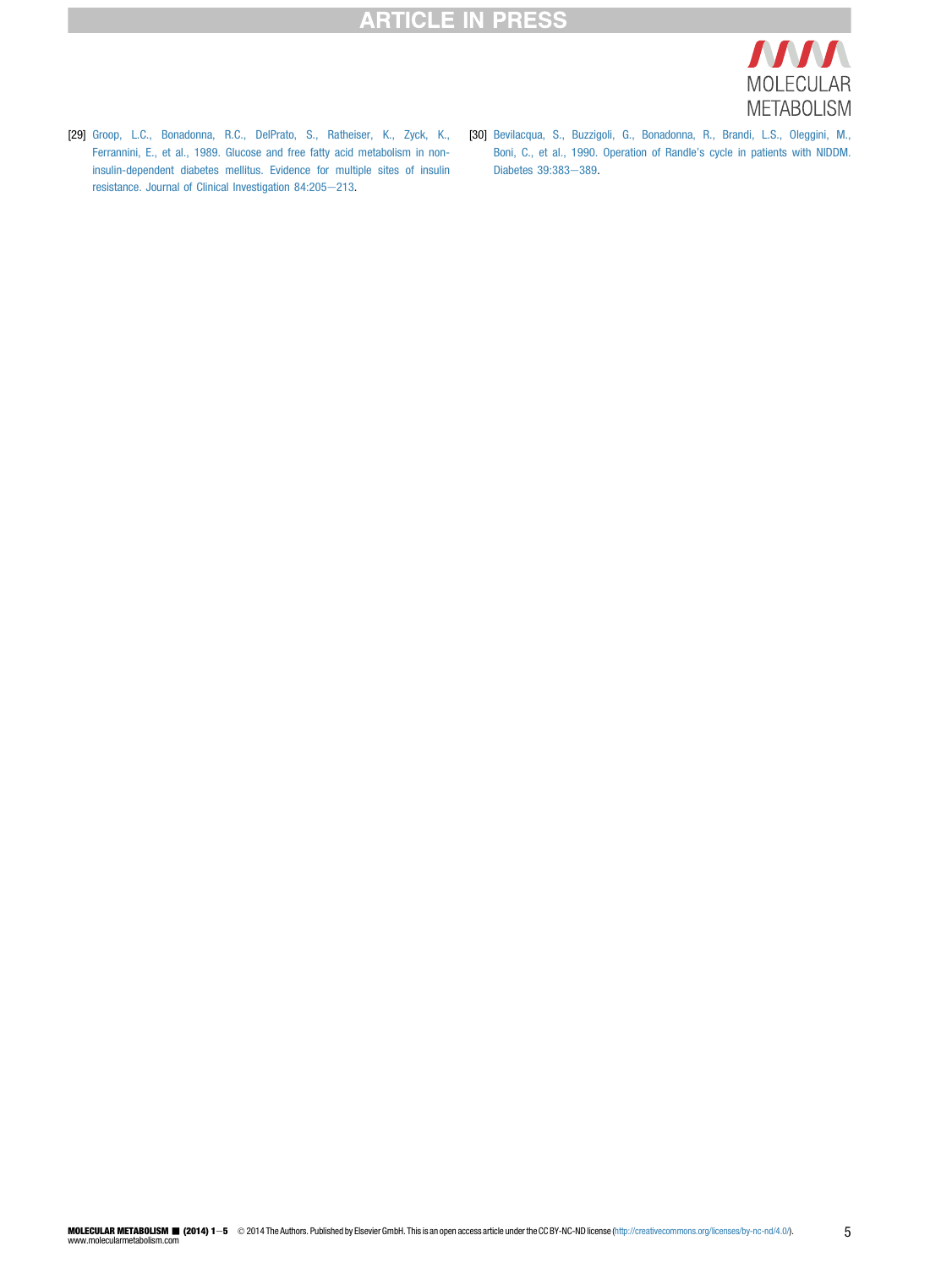[29] Groop, L.C., Bonadonna, R.C., DelPrato, S., Ratheiser, K., Zyck, K., Ferrannini, E., et al., 1989. Glucose and free fatty acid metabolism in non-insulin-dependent diabetes mellitus. Evidence for multiple sites of insulin resistance. Journal of Clinical Investigation 84:205–213.

[30] Bevilacqua, S., Buzzigoli, G., Bonadonna, R., Brandi, L.S., Oleggini, M., Boni, C., et al., 1990. Operation of Randle's cycle in patients with NIDDM. Diabetes 39:383–389.